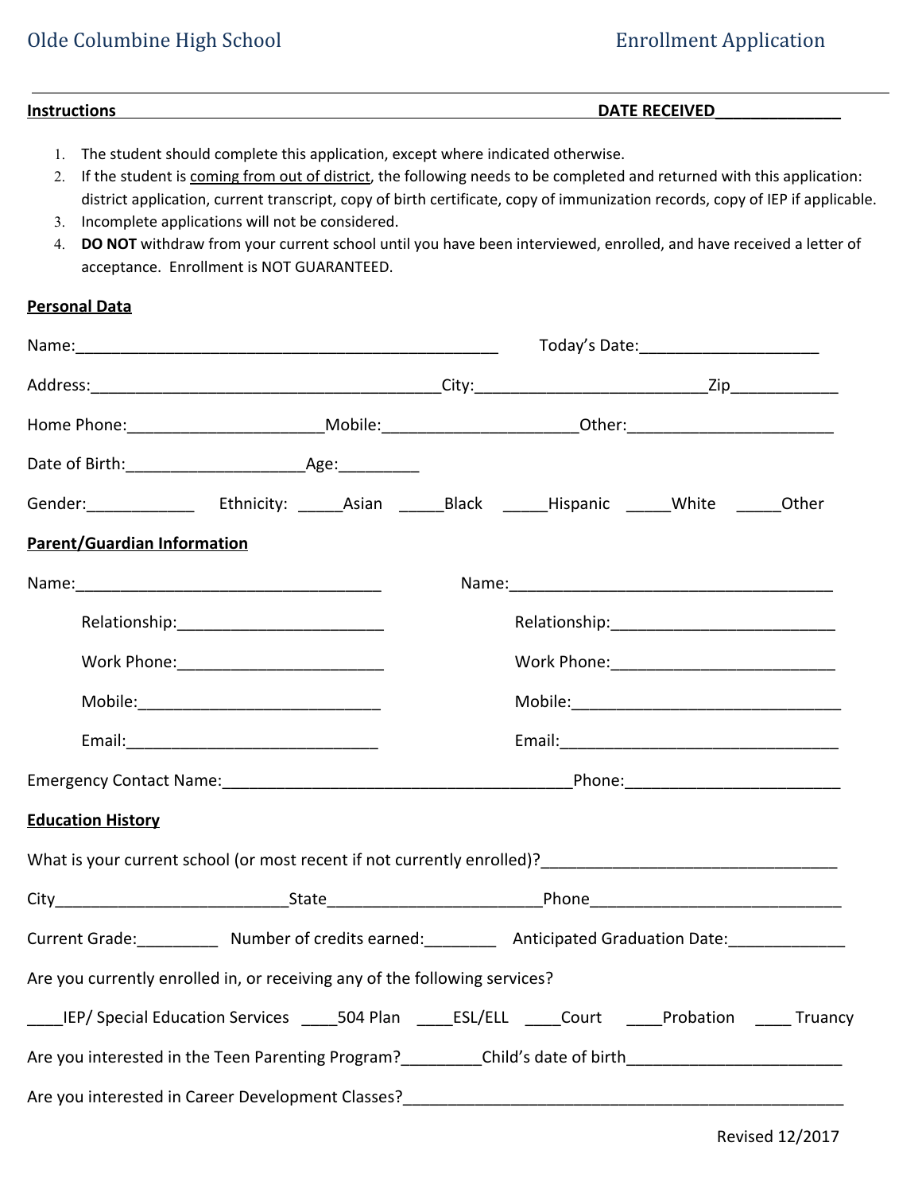Olde Columbine High School — Enrollment Application

**Instructions** **DATE RECEIVED**______________

1. The student should complete this application, except where indicated otherwise.
2. If the student is coming from out of district, the following needs to be completed and returned with this application: district application, current transcript, copy of birth certificate, copy of immunization records, copy of IEP if applicable.
3. Incomplete applications will not be considered.
4. **DO NOT** withdraw from your current school until you have been interviewed, enrolled, and have received a letter of acceptance. Enrollment is NOT GUARANTEED.

**Personal Data**

Name:_______________________________________________ Today's Date:____________________

Address:________________________________________City:__________________________Zip____________

Home Phone:_____________________Mobile:_____________________Other:______________________

Date of Birth:____________________Age:_________

Gender:____________ Ethnicity: _____Asian _____Black _____Hispanic _____White _____Other

**Parent/Guardian Information**

Name:________________________________

Relationship:_______________________

Work Phone:_______________________

Mobile:___________________________

Email:____________________________

Name:__________________________________

Relationship:________________________

Work Phone:________________________

Mobile:____________________________

Email:_____________________________

Emergency Contact Name:_______________________________________Phone:______________________

**Education History**

What is your current school (or most recent if not currently enrolled)?_______________________________

City_________________________State_______________________Phone___________________________

Current Grade:_________ Number of credits earned:________ Anticipated Graduation Date:_____________

Are you currently enrolled in, or receiving any of the following services?

____IEP/ Special Education Services ____504 Plan ____ESL/ELL ____Court ____Probation ____ Truancy

Are you interested in the Teen Parenting Program?_________Child's date of birth________________________

Are you interested in Career Development Classes?__________________________________________________

Revised 12/2017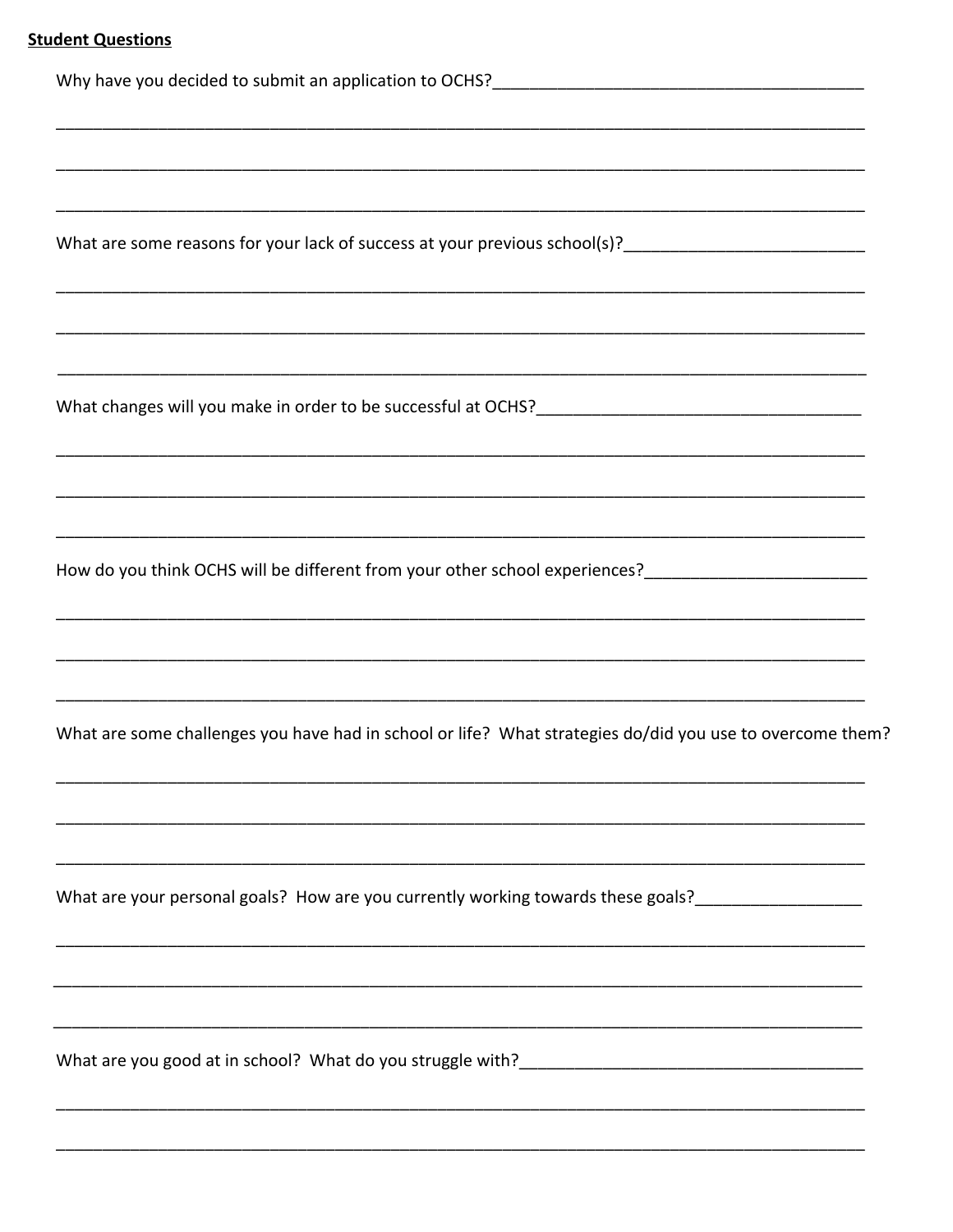**Student Questions**

Why have you decided to submit an application to OCHS?_______________________________________

_____________________________________________________________________________________

_____________________________________________________________________________________

_____________________________________________________________________________________

What are some reasons for your lack of success at your previous school(s)?_________________________

_____________________________________________________________________________________

_____________________________________________________________________________________

_____________________________________________________________________________________

What changes will you make in order to be successful at OCHS?__________________________________

_____________________________________________________________________________________

_____________________________________________________________________________________

_____________________________________________________________________________________

How do you think OCHS will be different from your other school experiences?_______________________

_____________________________________________________________________________________

_____________________________________________________________________________________

_____________________________________________________________________________________

What are some challenges you have had in school or life? What strategies do/did you use to overcome them?

_____________________________________________________________________________________

_____________________________________________________________________________________

_____________________________________________________________________________________

What are your personal goals? How are you currently working towards these goals?_________________

_____________________________________________________________________________________

_____________________________________________________________________________________

_____________________________________________________________________________________

What are you good at in school? What do you struggle with?___________________________________

_____________________________________________________________________________________

_____________________________________________________________________________________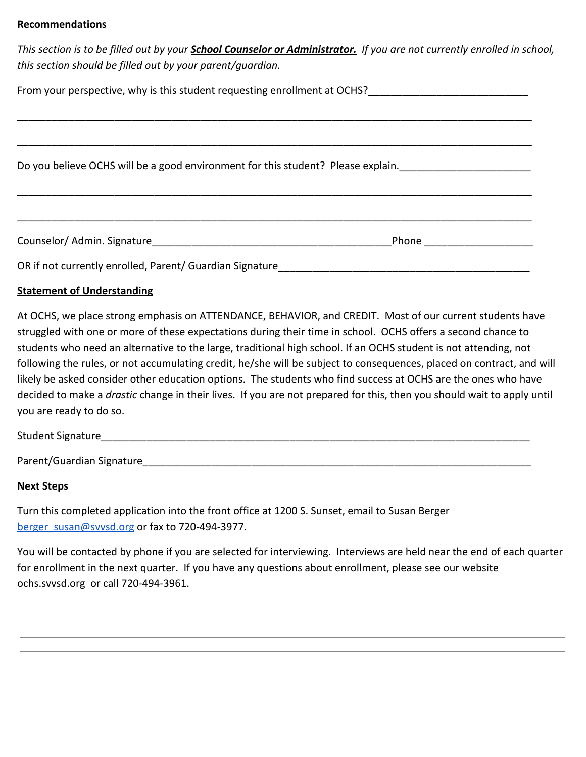**Recommendations**

*This section is to be filled out by your **School Counselor or Administrator.** If you are not currently enrolled in school, this section should be filled out by your parent/guardian.*

From your perspective, why is this student requesting enrollment at OCHS?____________________________

_____________________________________________________________________________________________

_____________________________________________________________________________________________

Do you believe OCHS will be a good environment for this student? Please explain.______________________

_____________________________________________________________________________________________

_____________________________________________________________________________________________

Counselor/ Admin. Signature__________________________________________Phone __________________

OR if not currently enrolled, Parent/ Guardian Signature_____________________________________________

**Statement of Understanding**

At OCHS, we place strong emphasis on ATTENDANCE, BEHAVIOR, and CREDIT. Most of our current students have struggled with one or more of these expectations during their time in school. OCHS offers a second chance to students who need an alternative to the large, traditional high school. If an OCHS student is not attending, not following the rules, or not accumulating credit, he/she will be subject to consequences, placed on contract, and will likely be asked consider other education options. The students who find success at OCHS are the ones who have decided to make a *drastic* change in their lives. If you are not prepared for this, then you should wait to apply until you are ready to do so.

Student Signature_____________________________________________________________________________

Parent/Guardian Signature______________________________________________________________________

**Next Steps**

Turn this completed application into the front office at 1200 S. Sunset, email to Susan Berger berger_susan@svvsd.org or fax to 720-494-3977.

You will be contacted by phone if you are selected for interviewing. Interviews are held near the end of each quarter for enrollment in the next quarter. If you have any questions about enrollment, please see our website ochs.svvsd.org or call 720-494-3961.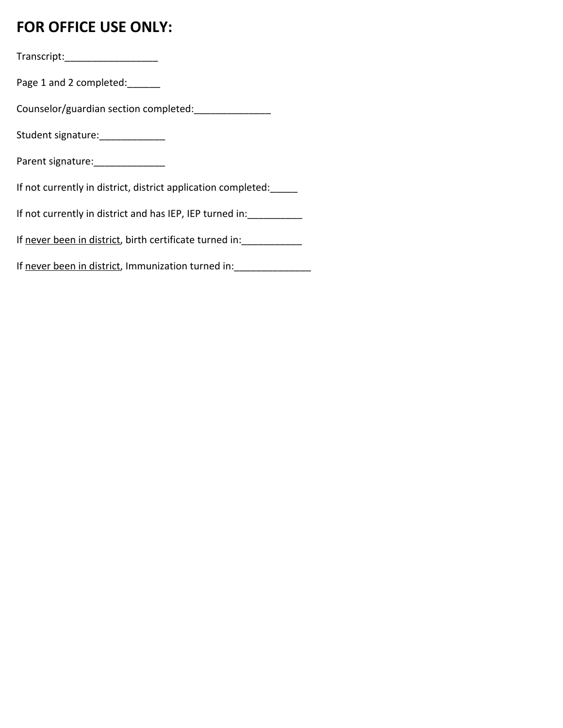## FOR OFFICE USE ONLY:

Transcript:_________________

Page 1 and 2 completed:______

Counselor/guardian section completed:______________

Student signature:____________

Parent signature:_____________

If not currently in district, district application completed:_____

If not currently in district and has IEP, IEP turned in:__________

If <u>never been in district</u>, birth certificate turned in:___________

If <u>never been in district</u>, Immunization turned in:______________